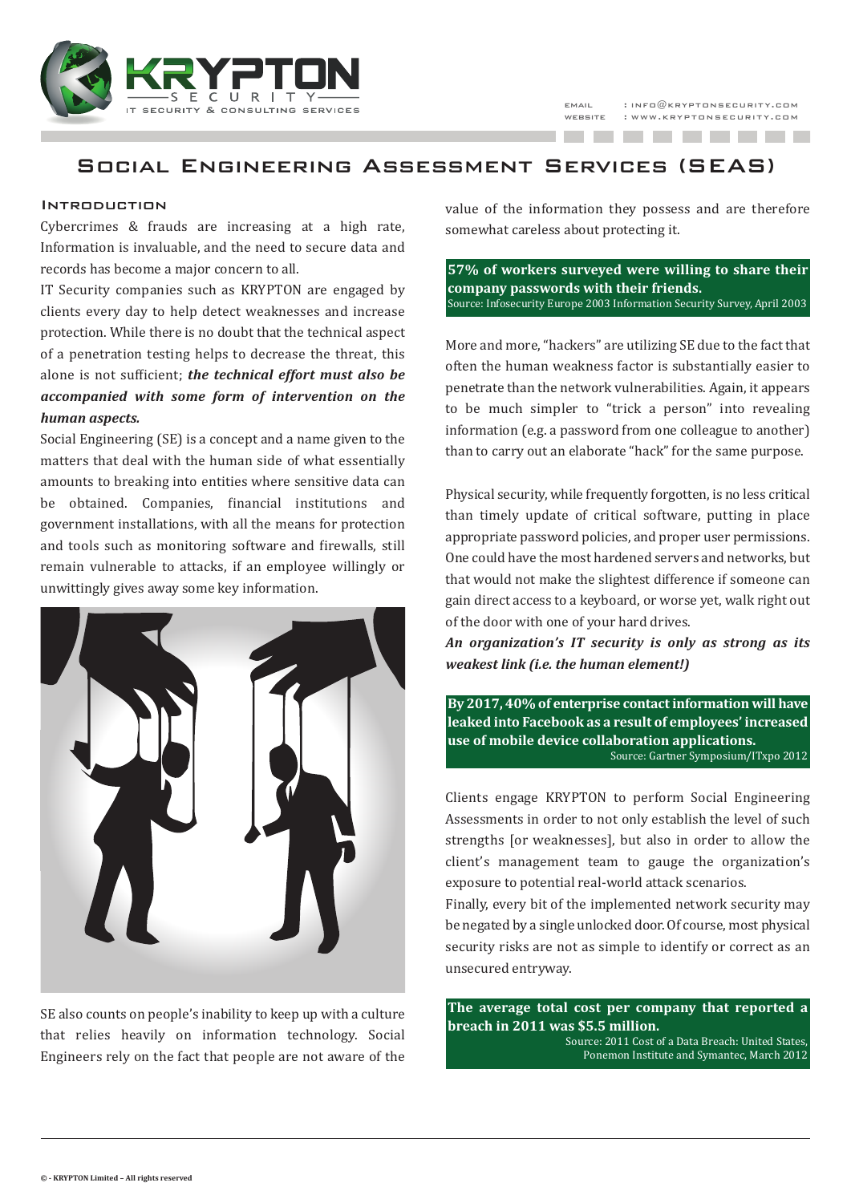KRYPTON SECURITY — IT SECURITY & CONSULTING SERVICES

EMAIL : INFO@KRYPTONSECURITY.COM
WEBSITE : WWW.KRYPTONSECURITY.COM

# Social Engineering Assessment Services (SEAS)

## Introduction

Cybercrimes & frauds are increasing at a high rate, Information is invaluable, and the need to secure data and records has become a major concern to all.

IT Security companies such as KRYPTON are engaged by clients every day to help detect weaknesses and increase protection. While there is no doubt that the technical aspect of a penetration testing helps to decrease the threat, this alone is not sufficient; ***the technical effort must also be accompanied with some form of intervention on the human aspects.***

Social Engineering (SE) is a concept and a name given to the matters that deal with the human side of what essentially amounts to breaking into entities where sensitive data can be obtained. Companies, financial institutions and government installations, with all the means for protection and tools such as monitoring software and firewalls, still remain vulnerable to attacks, if an employee willingly or unwittingly gives away some key information.

SE also counts on people's inability to keep up with a culture that relies heavily on information technology. Social Engineers rely on the fact that people are not aware of the value of the information they possess and are therefore somewhat careless about protecting it.

**57% of workers surveyed were willing to share their company passwords with their friends.**
Source: Infosecurity Europe 2003 Information Security Survey, April 2003

More and more, "hackers" are utilizing SE due to the fact that often the human weakness factor is substantially easier to penetrate than the network vulnerabilities. Again, it appears to be much simpler to "trick a person" into revealing information (e.g. a password from one colleague to another) than to carry out an elaborate "hack" for the same purpose.

Physical security, while frequently forgotten, is no less critical than timely update of critical software, putting in place appropriate password policies, and proper user permissions. One could have the most hardened servers and networks, but that would not make the slightest difference if someone can gain direct access to a keyboard, or worse yet, walk right out of the door with one of your hard drives.

***An organization's IT security is only as strong as its weakest link (i.e. the human element!)***

**By 2017, 40% of enterprise contact information will have leaked into Facebook as a result of employees' increased use of mobile device collaboration applications.**
Source: Gartner Symposium/ITxpo 2012

Clients engage KRYPTON to perform Social Engineering Assessments in order to not only establish the level of such strengths [or weaknesses], but also in order to allow the client's management team to gauge the organization's exposure to potential real-world attack scenarios.

Finally, every bit of the implemented network security may be negated by a single unlocked door. Of course, most physical security risks are not as simple to identify or correct as an unsecured entryway.

**The average total cost per company that reported a breach in 2011 was $5.5 million.**
Source: 2011 Cost of a Data Breach: United States, Ponemon Institute and Symantec, March 2012

© - KRYPTON Limited – All rights reserved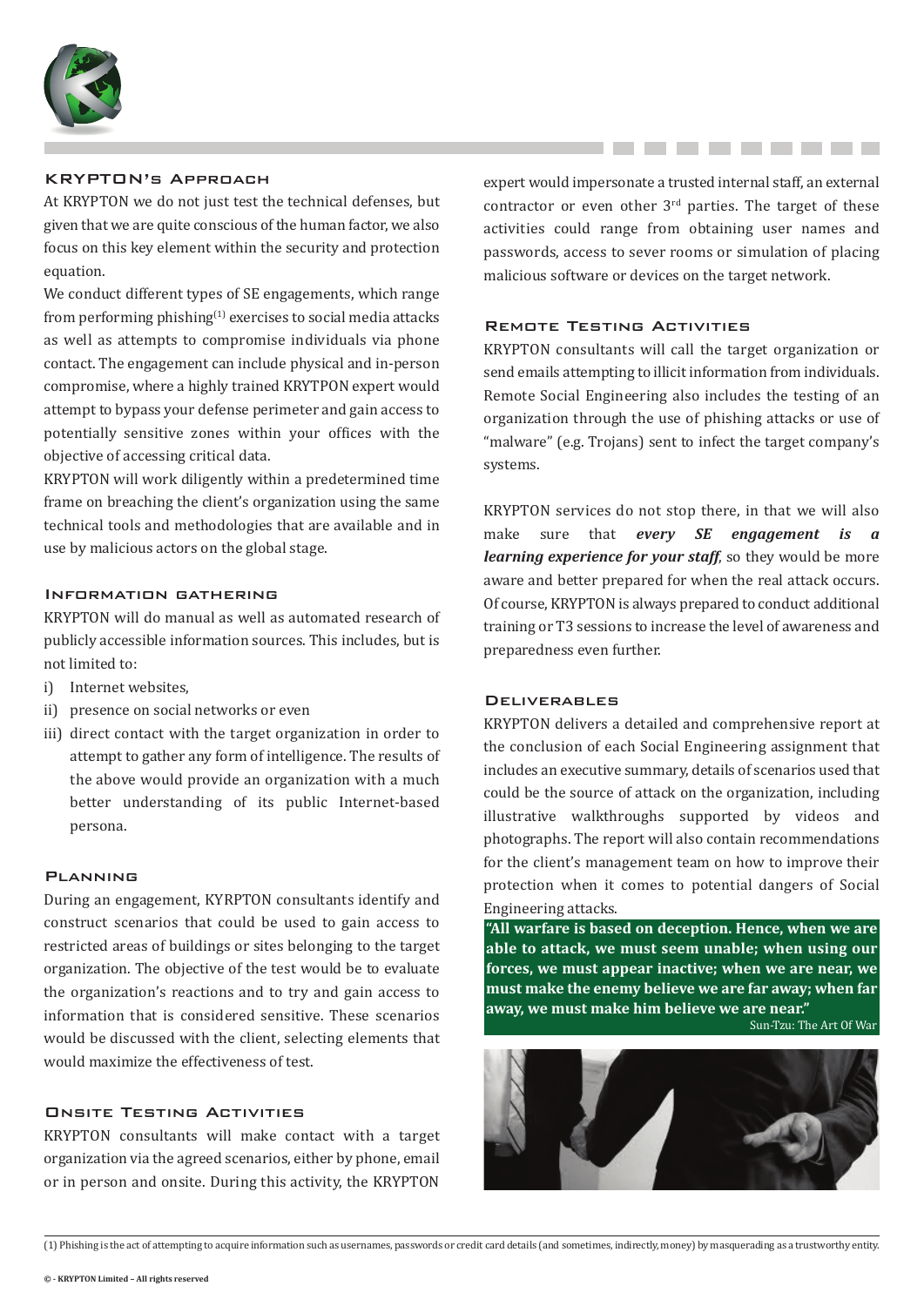## KRYPTON's Approach

At KRYPTON we do not just test the technical defenses, but given that we are quite conscious of the human factor, we also focus on this key element within the security and protection equation.

We conduct different types of SE engagements, which range from performing phishing[1] exercises to social media attacks as well as attempts to compromise individuals via phone contact. The engagement can include physical and in-person compromise, where a highly trained KRYTPON expert would attempt to bypass your defense perimeter and gain access to potentially sensitive zones within your offices with the objective of accessing critical data.

KRYPTON will work diligently within a predetermined time frame on breaching the client's organization using the same technical tools and methodologies that are available and in use by malicious actors on the global stage.

## Information gathering

KRYPTON will do manual as well as automated research of publicly accessible information sources. This includes, but is not limited to:

i) Internet websites,
ii) presence on social networks or even
iii) direct contact with the target organization in order to attempt to gather any form of intelligence. The results of the above would provide an organization with a much better understanding of its public Internet-based persona.

## Planning

During an engagement, KYRPTON consultants identify and construct scenarios that could be used to gain access to restricted areas of buildings or sites belonging to the target organization. The objective of the test would be to evaluate the organization's reactions and to try and gain access to information that is considered sensitive. These scenarios would be discussed with the client, selecting elements that would maximize the effectiveness of test.

## Onsite Testing Activities

KRYPTON consultants will make contact with a target organization via the agreed scenarios, either by phone, email or in person and onsite. During this activity, the KRYPTON expert would impersonate a trusted internal staff, an external contractor or even other 3rd parties. The target of these activities could range from obtaining user names and passwords, access to sever rooms or simulation of placing malicious software or devices on the target network.

## Remote Testing Activities

KRYPTON consultants will call the target organization or send emails attempting to illicit information from individuals. Remote Social Engineering also includes the testing of an organization through the use of phishing attacks or use of "malware" (e.g. Trojans) sent to infect the target company's systems.

KRYPTON services do not stop there, in that we will also make sure that ***every SE engagement is a learning experience for your staff***, so they would be more aware and better prepared for when the real attack occurs. Of course, KRYPTON is always prepared to conduct additional training or T3 sessions to increase the level of awareness and preparedness even further.

## Deliverables

KRYPTON delivers a detailed and comprehensive report at the conclusion of each Social Engineering assignment that includes an executive summary, details of scenarios used that could be the source of attack on the organization, including illustrative walkthroughs supported by videos and photographs. The report will also contain recommendations for the client's management team on how to improve their protection when it comes to potential dangers of Social Engineering attacks.

> **"All warfare is based on deception. Hence, when we are able to attack, we must seem unable; when using our forces, we must appear inactive; when we are near, we must make the enemy believe we are far away; when far away, we must make him believe we are near."**
>
> Sun-Tzu: The Art Of War

(1) Phishing is the act of attempting to acquire information such as usernames, passwords or credit card details (and sometimes, indirectly, money) by masquerading as a trustworthy entity.

**© - KRYPTON Limited – All rights reserved**